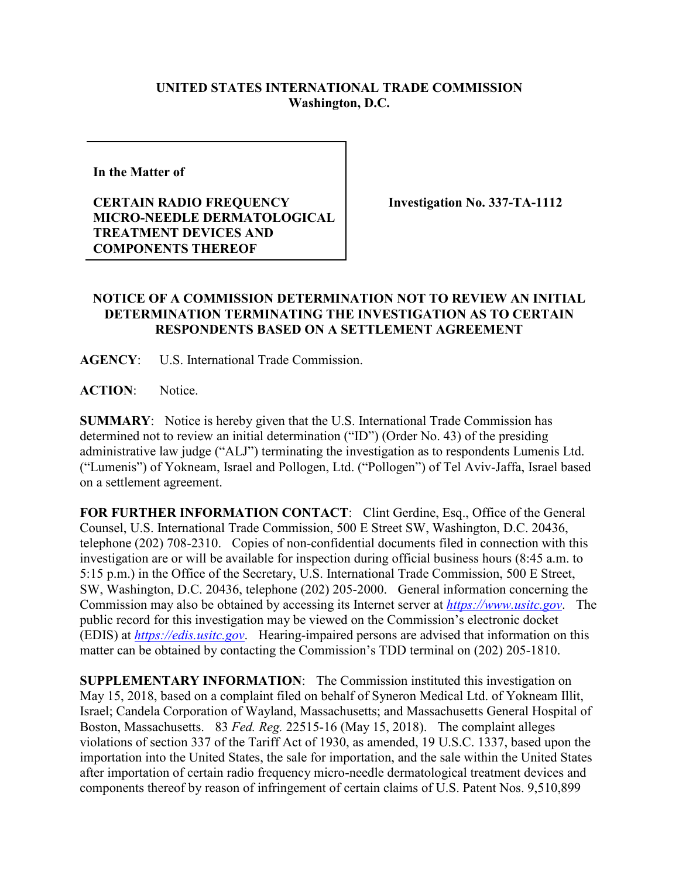**UNITED STATES INTERNATIONAL TRADE COMMISSION**
**Washington, D.C.**

| In the Matter of<br><br>**CERTAIN RADIO FREQUENCY MICRO-NEEDLE DERMATOLOGICAL TREATMENT DEVICES AND COMPONENTS THEREOF** | **Investigation No. 337-TA-1112** |
| --- | --- |

## NOTICE OF A COMMISSION DETERMINATION NOT TO REVIEW AN INITIAL DETERMINATION TERMINATING THE INVESTIGATION AS TO CERTAIN RESPONDENTS BASED ON A SETTLEMENT AGREEMENT

**AGENCY**: U.S. International Trade Commission.

**ACTION**: Notice.

**SUMMARY**: Notice is hereby given that the U.S. International Trade Commission has determined not to review an initial determination ("ID") (Order No. 43) of the presiding administrative law judge ("ALJ") terminating the investigation as to respondents Lumenis Ltd. ("Lumenis") of Yokneam, Israel and Pollogen, Ltd. ("Pollogen") of Tel Aviv-Jaffa, Israel based on a settlement agreement.

**FOR FURTHER INFORMATION CONTACT**: Clint Gerdine, Esq., Office of the General Counsel, U.S. International Trade Commission, 500 E Street SW, Washington, D.C. 20436, telephone (202) 708-2310. Copies of non-confidential documents filed in connection with this investigation are or will be available for inspection during official business hours (8:45 a.m. to 5:15 p.m.) in the Office of the Secretary, U.S. International Trade Commission, 500 E Street, SW, Washington, D.C. 20436, telephone (202) 205-2000. General information concerning the Commission may also be obtained by accessing its Internet server at *https://www.usitc.gov*. The public record for this investigation may be viewed on the Commission's electronic docket (EDIS) at *https://edis.usitc.gov*. Hearing-impaired persons are advised that information on this matter can be obtained by contacting the Commission's TDD terminal on (202) 205-1810.

**SUPPLEMENTARY INFORMATION**: The Commission instituted this investigation on May 15, 2018, based on a complaint filed on behalf of Syneron Medical Ltd. of Yokneam Illit, Israel; Candela Corporation of Wayland, Massachusetts; and Massachusetts General Hospital of Boston, Massachusetts. 83 *Fed. Reg.* 22515-16 (May 15, 2018). The complaint alleges violations of section 337 of the Tariff Act of 1930, as amended, 19 U.S.C. 1337, based upon the importation into the United States, the sale for importation, and the sale within the United States after importation of certain radio frequency micro-needle dermatological treatment devices and components thereof by reason of infringement of certain claims of U.S. Patent Nos. 9,510,899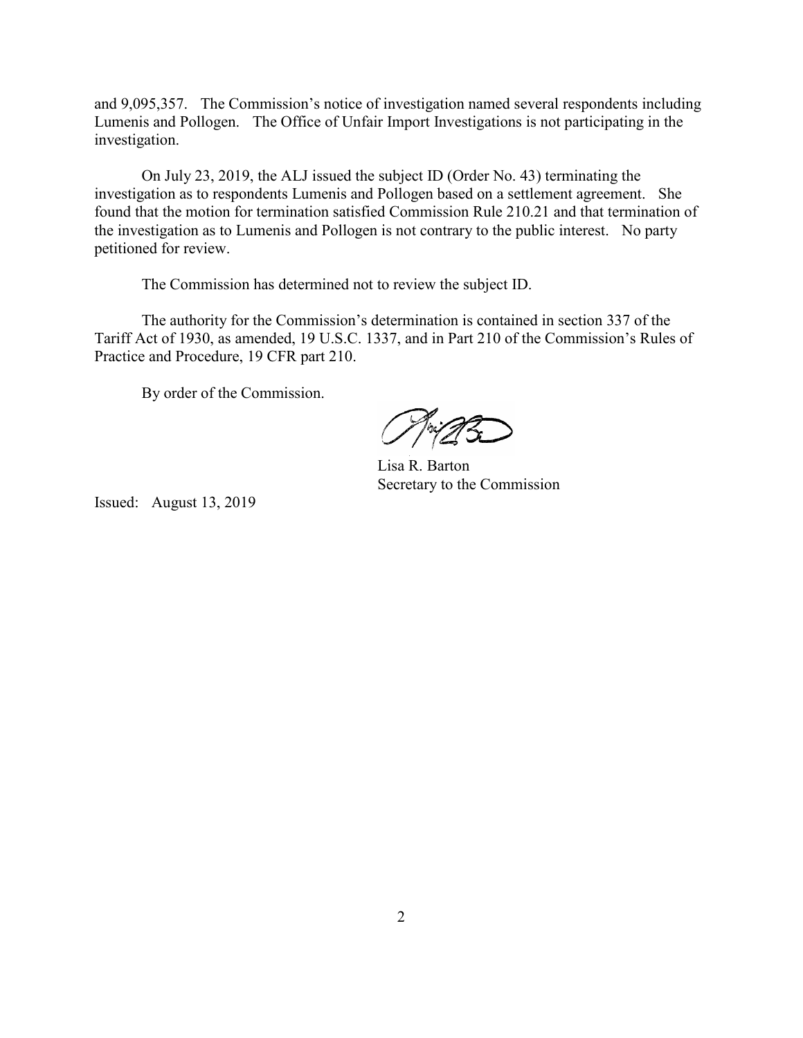and 9,095,357. The Commission's notice of investigation named several respondents including Lumenis and Pollogen. The Office of Unfair Import Investigations is not participating in the investigation.

On July 23, 2019, the ALJ issued the subject ID (Order No. 43) terminating the investigation as to respondents Lumenis and Pollogen based on a settlement agreement. She found that the motion for termination satisfied Commission Rule 210.21 and that termination of the investigation as to Lumenis and Pollogen is not contrary to the public interest. No party petitioned for review.

The Commission has determined not to review the subject ID.

The authority for the Commission's determination is contained in section 337 of the Tariff Act of 1930, as amended, 19 U.S.C. 1337, and in Part 210 of the Commission's Rules of Practice and Procedure, 19 CFR part 210.

By order of the Commission.

Lisa R. Barton
Secretary to the Commission

Issued: August 13, 2019